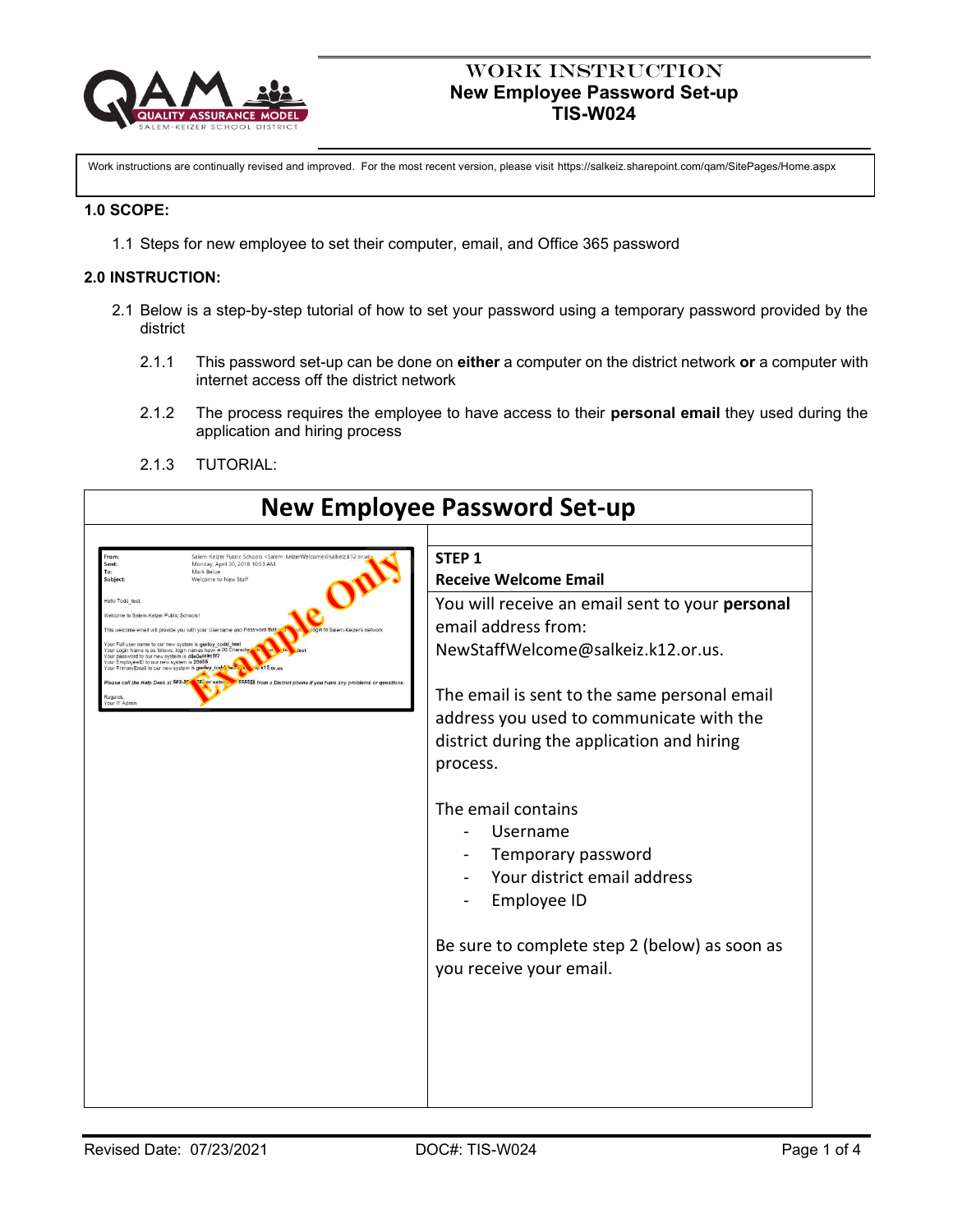# WORK INSTRUCTION
## New Employee Password Set-up
## TIS-W024

Work instructions are continually revised and improved. For the most recent version, please visit https://salkeiz.sharepoint.com/qam/SitePages/Home.aspx

**1.0 SCOPE:**

1.1 Steps for new employee to set their computer, email, and Office 365 password

**2.0 INSTRUCTION:**

2.1 Below is a step-by-step tutorial of how to set your password using a temporary password provided by the district

2.1.1 This password set-up can be done on **either** a computer on the district network **or** a computer with internet access off the district network

2.1.2 The process requires the employee to have access to their **personal email** they used during the application and hiring process

2.1.3 TUTORIAL:

# New Employee Password Set-up

**STEP 1**
**Receive Welcome Email**

You will receive an email sent to your **personal** email address from: NewStaffWelcome@salkeiz.k12.or.us.

The email is sent to the same personal email address you used to communicate with the district during the application and hiring process.

The email contains

- Username
- Temporary password
- Your district email address
- Employee ID

Be sure to complete step 2 (below) as soon as you receive your email.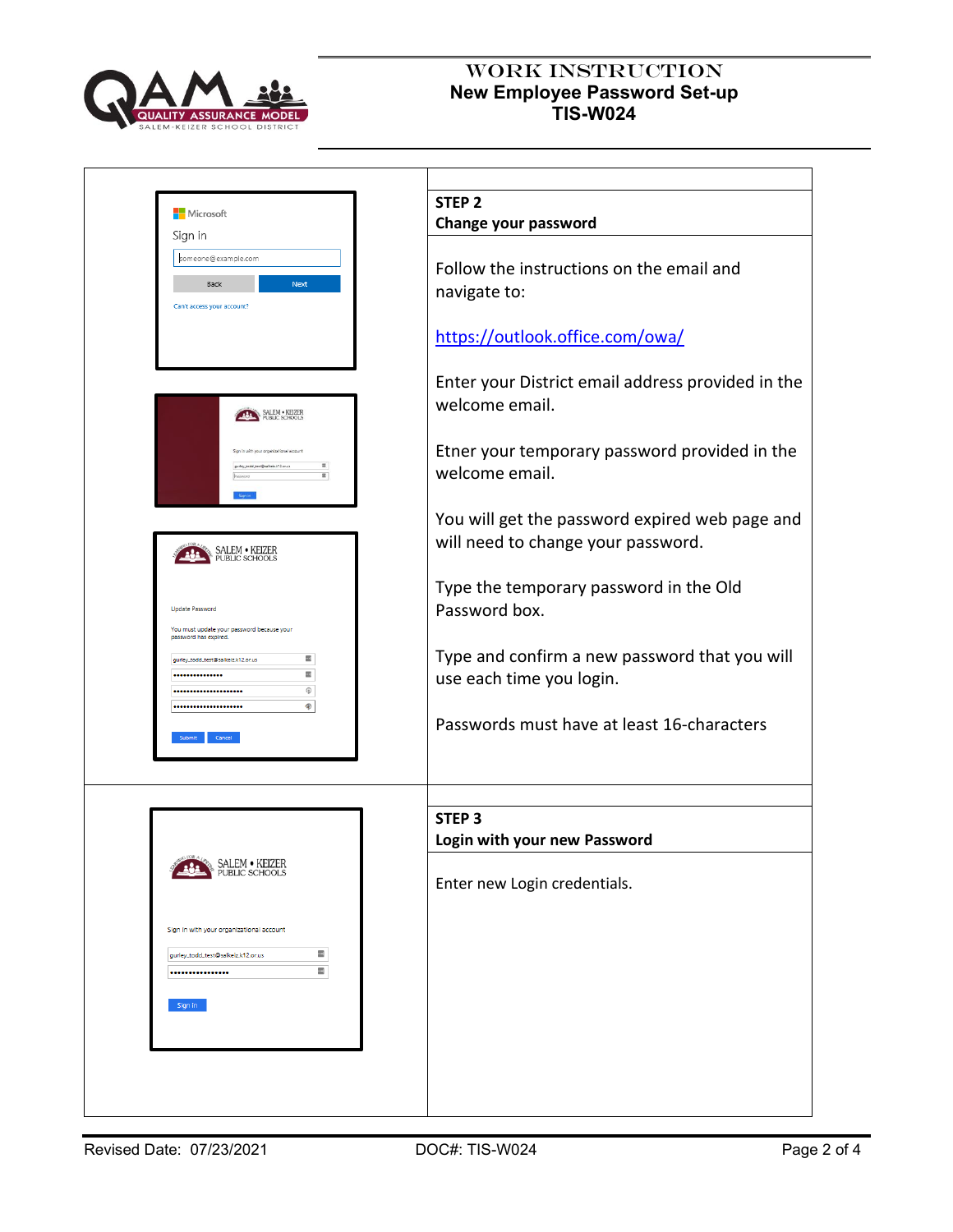# WORK INSTRUCTION
## New Employee Password Set-up
## TIS-W024

**STEP 2**
**Change your password**

Follow the instructions on the email and navigate to:

https://outlook.office.com/owa/

Enter your District email address provided in the welcome email.

Etner your temporary password provided in the welcome email.

You will get the password expired web page and will need to change your password.

Type the temporary password in the Old Password box.

Type and confirm a new password that you will use each time you login.

Passwords must have at least 16-characters

**STEP 3**
**Login with your new Password**

Enter new Login credentials.

Revised Date: 07/23/2021 DOC#: TIS-W024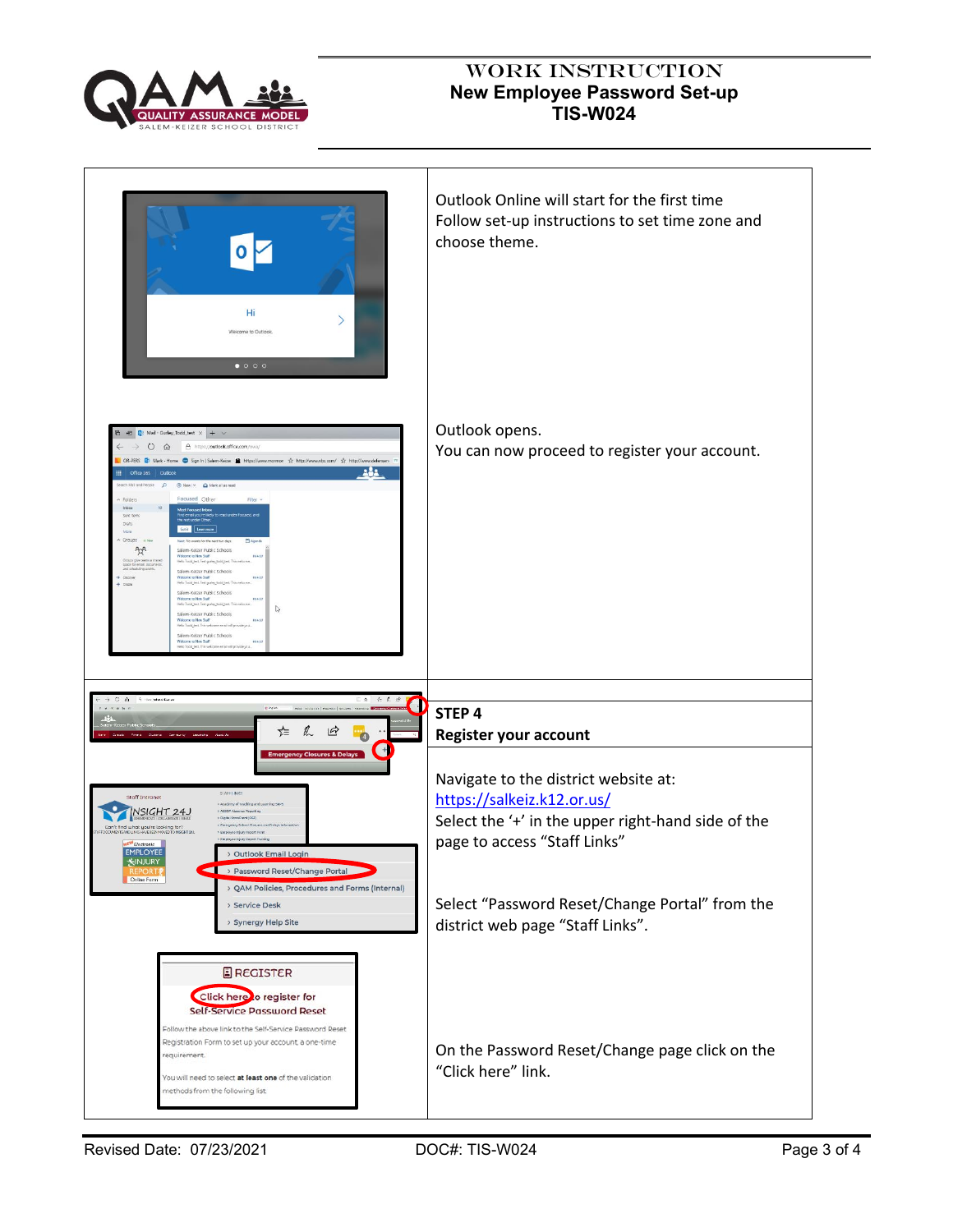Outlook Online will start for the first time
Follow set-up instructions to set time zone and choose theme.

Outlook opens.
You can now proceed to register your account.

**STEP 4**
**Register your account**

Navigate to the district website at:
https://salkeiz.k12.or.us/
Select the '+' in the upper right-hand side of the page to access "Staff Links"

Select "Password Reset/Change Portal" from the district web page "Staff Links".

On the Password Reset/Change page click on the "Click here" link.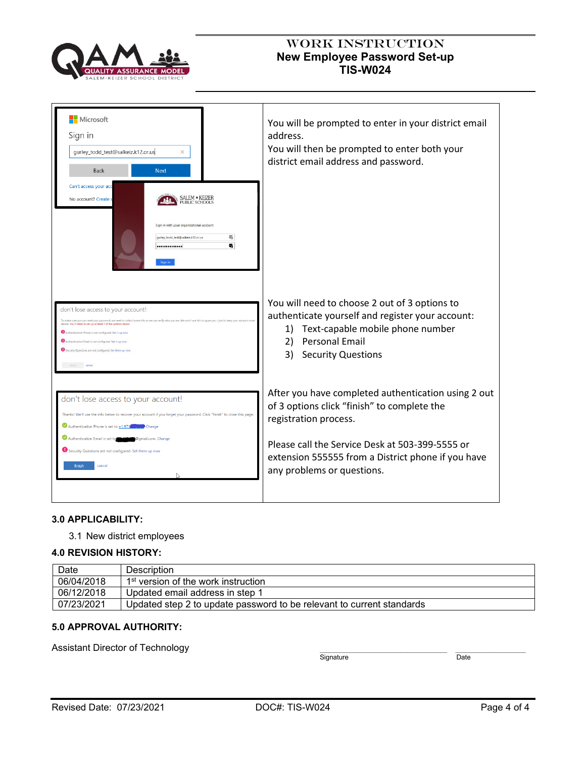| | |
|---|---|
| | You will be prompted to enter in your district email address. You will then be prompted to enter both your district email address and password. |
| | You will need to choose 2 out of 3 options to authenticate yourself and register your account: 1) Text-capable mobile phone number 2) Personal Email 3) Security Questions |
| | After you have completed authentication using 2 out of 3 options click "finish" to complete the registration process. Please call the Service Desk at 503-399-5555 or extension 555555 from a District phone if you have any problems or questions. |

### 3.0 APPLICABILITY:

3.1 New district employees

### 4.0 REVISION HISTORY:

| Date | Description |
|---|---|
| 06/04/2018 | 1st version of the work instruction |
| 06/12/2018 | Updated email address in step 1 |
| 07/23/2021 | Updated step 2 to update password to be relevant to current standards |

### 5.0 APPROVAL AUTHORITY:

Assistant Director of Technology

Signature ____________________ Date ____________